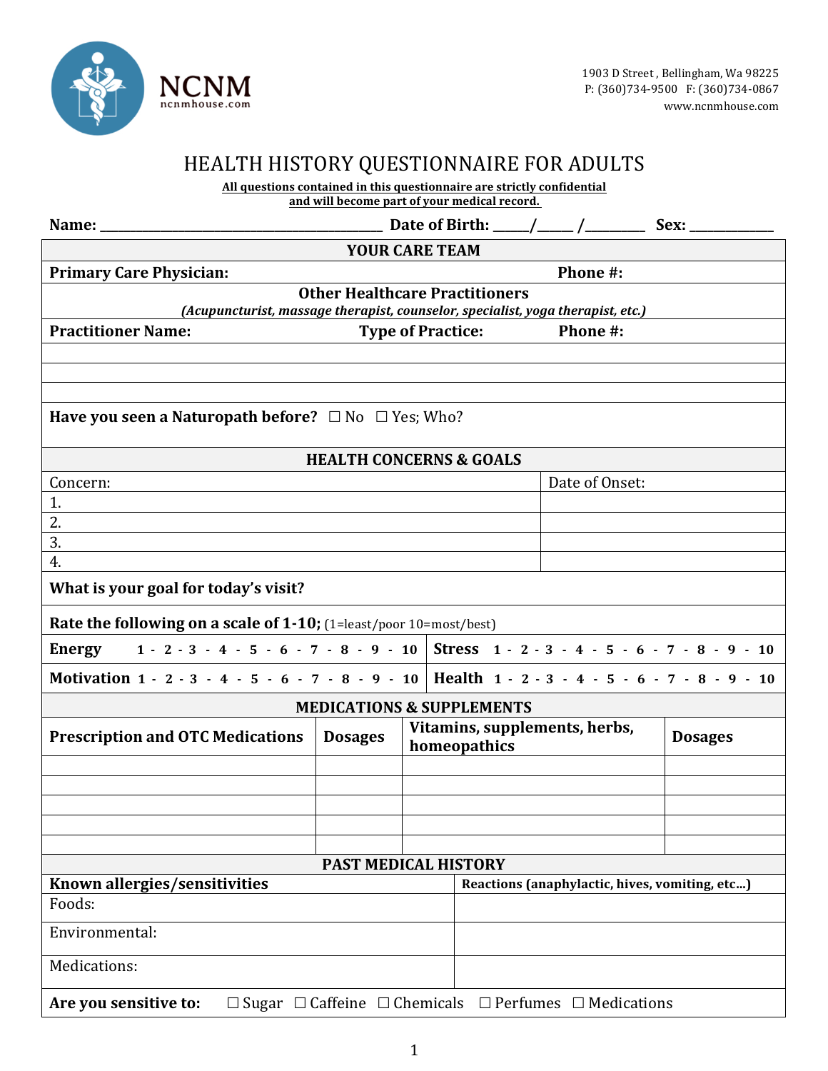NCNM
ncnmhouse.com

1903 D Street , Bellingham, Wa 98225
P: (360)734-9500 F: (360)734-0867
www.ncnmhouse.com

# HEALTH HISTORY QUESTIONNAIRE FOR ADULTS

**All questions contained in this questionnaire are strictly confidential and will become part of your medical record.**

**Name:** ____________________ **Date of Birth:** _____/_____ /_________ **Sex:** ____________

## YOUR CARE TEAM

| **Primary Care Physician:** | | **Phone #:** |
|---|---|---|

**Other Healthcare Practitioners**
*(Acupuncturist, massage therapist, counselor, specialist, yoga therapist, etc.)*

| Practitioner Name: | Type of Practice: | Phone #: |
|---|---|---|
| | | |
| | | |
| | | |

**Have you seen a Naturopath before?** ☐ No ☐ Yes; Who?

## HEALTH CONCERNS & GOALS

| Concern: | Date of Onset: |
|---|---|
| 1. | |
| 2. | |
| 3. | |
| 4. | |

**What is your goal for today's visit?**

**Rate the following on a scale of 1-10;** (1=least/poor 10=most/best)

| | |
|---|---|
| **Energy** 1 - 2 - 3 - 4 - 5 - 6 - 7 - 8 - 9 - 10 | **Stress** 1 - 2 - 3 - 4 - 5 - 6 - 7 - 8 - 9 - 10 |
| **Motivation** 1 - 2 - 3 - 4 - 5 - 6 - 7 - 8 - 9 - 10 | **Health** 1 - 2 - 3 - 4 - 5 - 6 - 7 - 8 - 9 - 10 |

## MEDICATIONS & SUPPLEMENTS

| Prescription and OTC Medications | Dosages | Vitamins, supplements, herbs, homeopathics | Dosages |
|---|---|---|---|
| | | | |
| | | | |
| | | | |
| | | | |
| | | | |

## PAST MEDICAL HISTORY

| Known allergies/sensitivities | Reactions (anaphylactic, hives, vomiting, etc...) |
|---|---|
| Foods: | |
| Environmental: | |
| Medications: | |

**Are you sensitive to:** ☐ Sugar ☐ Caffeine ☐ Chemicals ☐ Perfumes ☐ Medications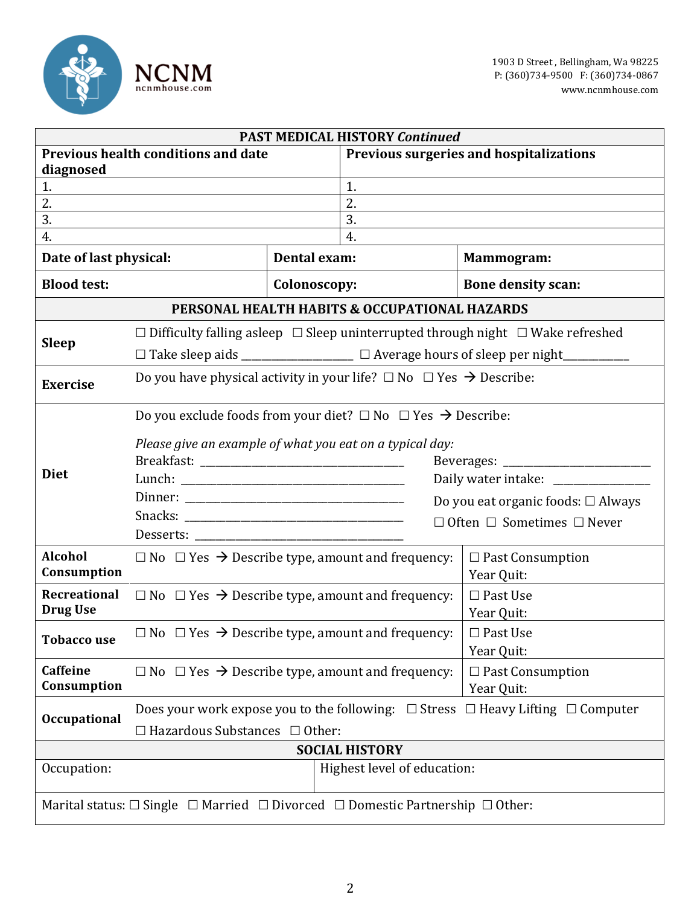**NCNM**
ncnmhouse.com

1903 D Street , Bellingham, Wa 98225
P: (360)734-9500 F: (360)734-0867
www.ncnmhouse.com

## PAST MEDICAL HISTORY *Continued*

| Previous health conditions and date diagnosed | Previous surgeries and hospitalizations |
| --- | --- |
| 1. | 1. |
| 2. | 2. |
| 3. | 3. |
| 4. | 4. |

| Date of last physical: | Dental exam: | Mammogram: |
| --- | --- | --- |
| Blood test: | Colonoscopy: | Bone density scan: |

## PERSONAL HEALTH HABITS & OCCUPATIONAL HAZARDS

**Sleep**
☐ Difficulty falling asleep ☐ Sleep uninterrupted through night ☐ Wake refreshed
☐ Take sleep aids ________________ ☐ Average hours of sleep per night__________

**Exercise**
Do you have physical activity in your life? ☐ No ☐ Yes → Describe:

**Diet**
Do you exclude foods from your diet? ☐ No ☐ Yes → Describe:

*Please give an example of what you eat on a typical day:*

Breakfast: ________________________________
Lunch: ___________________________________
Dinner: __________________________________
Snacks: __________________________________
Desserts: _________________________________

Beverages: _______________________
Daily water intake: ______________
Do you eat organic foods: ☐ Always ☐ Often ☐ Sometimes ☐ Never

| | | |
| --- | --- | --- |
| **Alcohol Consumption** | ☐ No ☐ Yes → Describe type, amount and frequency: | ☐ Past Consumption<br>Year Quit: |
| **Recreational Drug Use** | ☐ No ☐ Yes → Describe type, amount and frequency: | ☐ Past Use<br>Year Quit: |
| **Tobacco use** | ☐ No ☐ Yes → Describe type, amount and frequency: | ☐ Past Use<br>Year Quit: |
| **Caffeine Consumption** | ☐ No ☐ Yes → Describe type, amount and frequency: | ☐ Past Consumption<br>Year Quit: |

**Occupational**
Does your work expose you to the following: ☐ Stress ☐ Heavy Lifting ☐ Computer
☐ Hazardous Substances ☐ Other:

## SOCIAL HISTORY

| Occupation: | Highest level of education: |
| --- | --- |

Marital status: ☐ Single ☐ Married ☐ Divorced ☐ Domestic Partnership ☐ Other: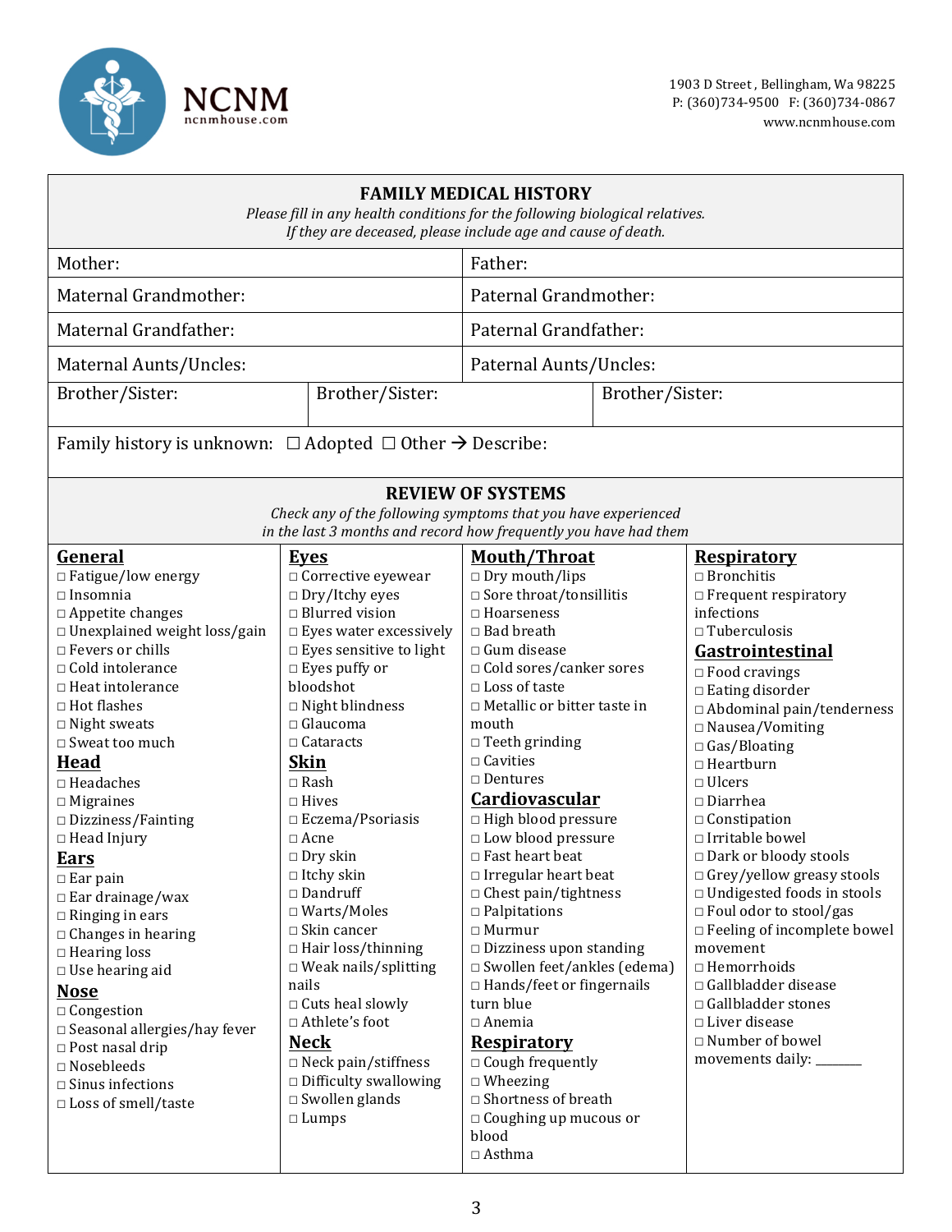NCNM
ncnmhouse.com

1903 D Street, Bellingham, Wa 98225
P: (360)734-9500 F: (360)734-0867
www.ncnmhouse.com

## FAMILY MEDICAL HISTORY

*Please fill in any health conditions for the following biological relatives.*
*If they are deceased, please include age and cause of death.*

| | |
|---|---|
| Mother: | Father: |
| Maternal Grandmother: | Paternal Grandmother: |
| Maternal Grandfather: | Paternal Grandfather: |
| Maternal Aunts/Uncles: | Paternal Aunts/Uncles: |

| | | |
|---|---|---|
| Brother/Sister: | Brother/Sister: | Brother/Sister: |

Family history is unknown: ☐ Adopted ☐ Other → Describe:

## REVIEW OF SYSTEMS

*Check any of the following symptoms that you have experienced in the last 3 months and record how frequently you have had them*

**General**
- ☐ Fatigue/low energy
- ☐ Insomnia
- ☐ Appetite changes
- ☐ Unexplained weight loss/gain
- ☐ Fevers or chills
- ☐ Cold intolerance
- ☐ Heat intolerance
- ☐ Hot flashes
- ☐ Night sweats
- ☐ Sweat too much

**Head**
- ☐ Headaches
- ☐ Migraines
- ☐ Dizziness/Fainting
- ☐ Head Injury

**Ears**
- ☐ Ear pain
- ☐ Ear drainage/wax
- ☐ Ringing in ears
- ☐ Changes in hearing
- ☐ Hearing loss
- ☐ Use hearing aid

**Nose**
- ☐ Congestion
- ☐ Seasonal allergies/hay fever
- ☐ Post nasal drip
- ☐ Nosebleeds
- ☐ Sinus infections
- ☐ Loss of smell/taste

**Eyes**
- ☐ Corrective eyewear
- ☐ Dry/Itchy eyes
- ☐ Blurred vision
- ☐ Eyes water excessively
- ☐ Eyes sensitive to light
- ☐ Eyes puffy or bloodshot
- ☐ Night blindness
- ☐ Glaucoma
- ☐ Cataracts

**Skin**
- ☐ Rash
- ☐ Hives
- ☐ Eczema/Psoriasis
- ☐ Acne
- ☐ Dry skin
- ☐ Itchy skin
- ☐ Dandruff
- ☐ Warts/Moles
- ☐ Skin cancer
- ☐ Hair loss/thinning
- ☐ Weak nails/splitting nails
- ☐ Cuts heal slowly
- ☐ Athlete's foot

**Neck**
- ☐ Neck pain/stiffness
- ☐ Difficulty swallowing
- ☐ Swollen glands
- ☐ Lumps

**Mouth/Throat**
- ☐ Dry mouth/lips
- ☐ Sore throat/tonsillitis
- ☐ Hoarseness
- ☐ Bad breath
- ☐ Gum disease
- ☐ Cold sores/canker sores
- ☐ Loss of taste
- ☐ Metallic or bitter taste in mouth
- ☐ Teeth grinding
- ☐ Cavities
- ☐ Dentures

**Cardiovascular**
- ☐ High blood pressure
- ☐ Low blood pressure
- ☐ Fast heart beat
- ☐ Irregular heart beat
- ☐ Chest pain/tightness
- ☐ Palpitations
- ☐ Murmur
- ☐ Dizziness upon standing
- ☐ Swollen feet/ankles (edema)
- ☐ Hands/feet or fingernails turn blue
- ☐ Anemia

**Respiratory**
- ☐ Cough frequently
- ☐ Wheezing
- ☐ Shortness of breath
- ☐ Coughing up mucous or blood
- ☐ Asthma

**Respiratory**
- ☐ Bronchitis
- ☐ Frequent respiratory infections
- ☐ Tuberculosis

**Gastrointestinal**
- ☐ Food cravings
- ☐ Eating disorder
- ☐ Abdominal pain/tenderness
- ☐ Nausea/Vomiting
- ☐ Gas/Bloating
- ☐ Heartburn
- ☐ Ulcers
- ☐ Diarrhea
- ☐ Constipation
- ☐ Irritable bowel
- ☐ Dark or bloody stools
- ☐ Grey/yellow greasy stools
- ☐ Undigested foods in stools
- ☐ Foul odor to stool/gas
- ☐ Feeling of incomplete bowel movement
- ☐ Hemorrhoids
- ☐ Gallbladder disease
- ☐ Gallbladder stones
- ☐ Liver disease
- ☐ Number of bowel movements daily: _______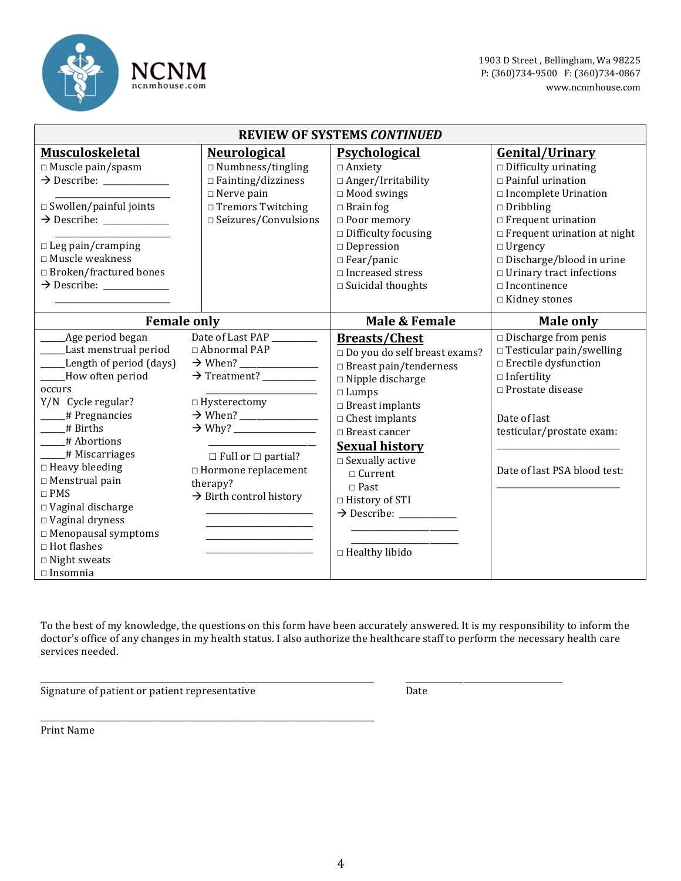NCNM
ncnmhouse.com

1903 D Street , Bellingham, Wa 98225
P: (360)734-9500 F: (360)734-0867
www.ncnmhouse.com

## REVIEW OF SYSTEMS *CONTINUED*

| Musculoskeletal | Neurological | Psychological | Genital/Urinary |
|---|---|---|---|
| □ Muscle pain/spasm<br>→ Describe: ____________<br>____________________<br><br>□ Swollen/painful joints<br>→ Describe: ____________<br>____________________<br><br>□ Leg pain/cramping<br>□ Muscle weakness<br>□ Broken/fractured bones<br>→ Describe: ____________<br>____________________ | □ Numbness/tingling<br>□ Fainting/dizziness<br>□ Nerve pain<br>□ Tremors Twitching<br>□ Seizures/Convulsions | □ Anxiety<br>□ Anger/Irritability<br>□ Mood swings<br>□ Brain fog<br>□ Poor memory<br>□ Difficulty focusing<br>□ Depression<br>□ Fear/panic<br>□ Increased stress<br>□ Suicidal thoughts | □ Difficulty urinating<br>□ Painful urination<br>□ Incomplete Urination<br>□ Dribbling<br>□ Frequent urination<br>□ Frequent urination at night<br>□ Urgency<br>□ Discharge/blood in urine<br>□ Urinary tract infections<br>□ Incontinence<br>□ Kidney stones |

| Female only | | Male & Female | Male only |
|---|---|---|---|
| _____Age period began<br>_____Last menstrual period<br>_____Length of period (days)<br>_____How often period occurs<br>Y/N Cycle regular?<br>_____# Pregnancies<br>_____# Births<br>_____# Abortions<br>_____# Miscarriages<br>□ Heavy bleeding<br>□ Menstrual pain<br>□ PMS<br>□ Vaginal discharge<br>□ Vaginal dryness<br>□ Menopausal symptoms<br>□ Hot flashes<br>□ Night sweats<br>□ Insomnia | Date of Last PAP ________<br>□ Abnormal PAP<br>→ When? ____________<br>→ Treatment? __________<br>____________________<br>□ Hysterectomy<br>→ When? ____________<br>→ Why? ______________<br>____________________<br>□ Full or □ partial?<br>□ Hormone replacement therapy?<br>→ Birth control history<br>____________________<br>____________________<br>____________________<br>____________________ | **Breasts/Chest**<br>□ Do you do self breast exams?<br>□ Breast pain/tenderness<br>□ Nipple discharge<br>□ Lumps<br>□ Breast implants<br>□ Chest implants<br>□ Breast cancer<br>**Sexual history**<br>□ Sexually active<br>□ Current<br>□ Past<br>□ History of STI<br>→ Describe: ___________<br>____________________<br>____________________<br>□ Healthy libido | □ Discharge from penis<br>□ Testicular pain/swelling<br>□ Erectile dysfunction<br>□ Infertility<br>□ Prostate disease<br><br>Date of last testicular/prostate exam:<br>____________________<br><br>Date of last PSA blood test:<br>____________________ |

To the best of my knowledge, the questions on this form have been accurately answered. It is my responsibility to inform the doctor's office of any changes in my health status. I also authorize the healthcare staff to perform the necessary health care services needed.

______________________________________________ ______________________

Signature of patient or patient representative Date

______________________________________________

Print Name